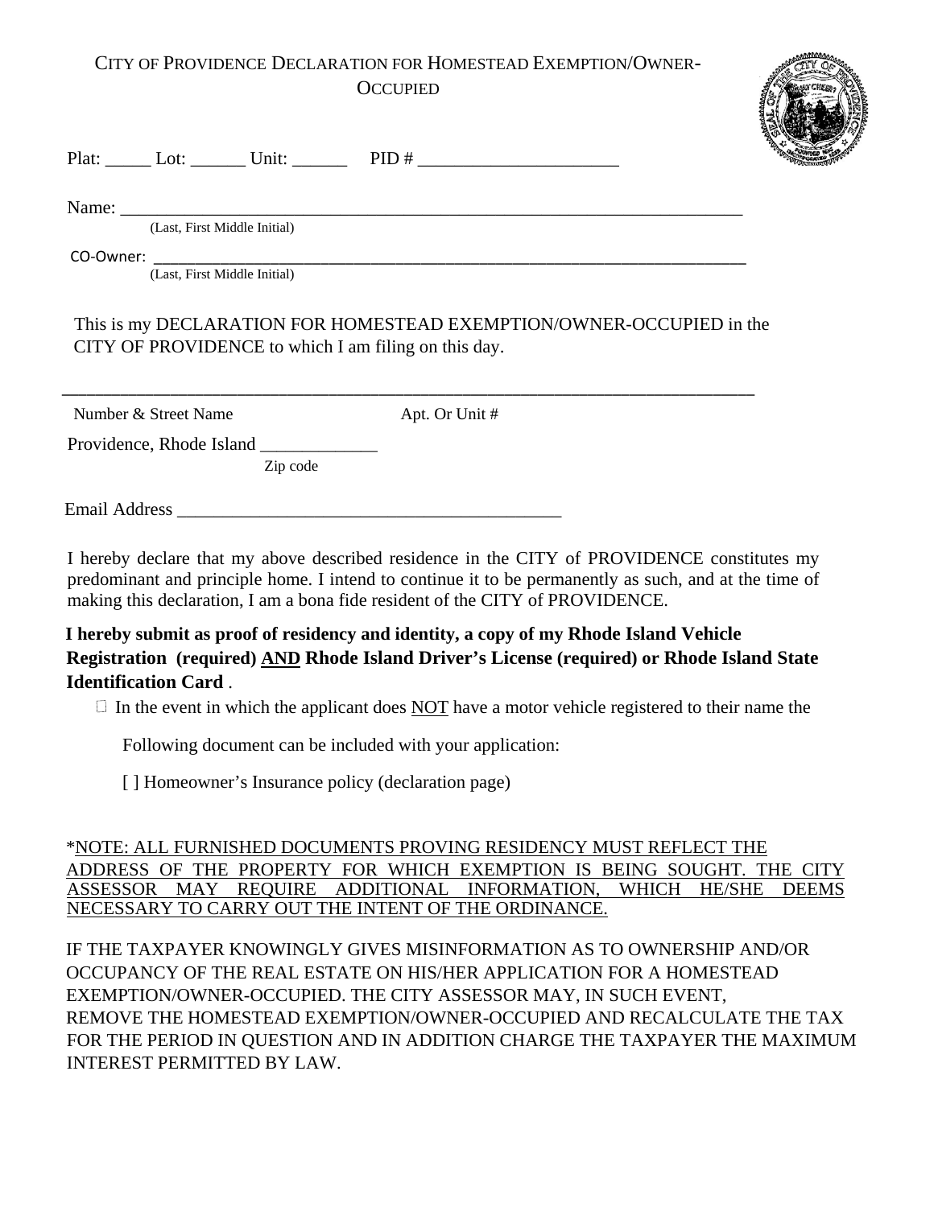# City of Providence Declaration for Homestead Exemption/Owner-Occupied

Plat: _____ Lot: ______ Unit: ______ PID # _____________________

Name: ______________________________________________________________________
(Last, First Middle Initial)

CO-Owner: ___________________________________________________________________
(Last, First Middle Initial)

This is my DECLARATION FOR HOMESTEAD EXEMPTION/OWNER-OCCUPIED in the CITY OF PROVIDENCE to which I am filing on this day.

_____________________________________________________________________________
Number & Street Name Apt. Or Unit #

Providence, Rhode Island _____________
Zip code

Email Address ___________________________________________

I hereby declare that my above described residence in the CITY of PROVIDENCE constitutes my predominant and principle home. I intend to continue it to be permanently as such, and at the time of making this declaration, I am a bona fide resident of the CITY of PROVIDENCE.

**I hereby submit as proof of residency and identity, a copy of my Rhode Island Vehicle Registration (required) AND Rhode Island Driver's License (required) or Rhode Island State Identification Card** .

☐ In the event in which the applicant does NOT have a motor vehicle registered to their name the

Following document can be included with your application:

[ ] Homeowner's Insurance policy (declaration page)

*NOTE: ALL FURNISHED DOCUMENTS PROVING RESIDENCY MUST REFLECT THE ADDRESS OF THE PROPERTY FOR WHICH EXEMPTION IS BEING SOUGHT. THE CITY ASSESSOR MAY REQUIRE ADDITIONAL INFORMATION, WHICH HE/SHE DEEMS NECESSARY TO CARRY OUT THE INTENT OF THE ORDINANCE.

IF THE TAXPAYER KNOWINGLY GIVES MISINFORMATION AS TO OWNERSHIP AND/OR OCCUPANCY OF THE REAL ESTATE ON HIS/HER APPLICATION FOR A HOMESTEAD EXEMPTION/OWNER-OCCUPIED. THE CITY ASSESSOR MAY, IN SUCH EVENT, REMOVE THE HOMESTEAD EXEMPTION/OWNER-OCCUPIED AND RECALCULATE THE TAX FOR THE PERIOD IN QUESTION AND IN ADDITION CHARGE THE TAXPAYER THE MAXIMUM INTEREST PERMITTED BY LAW.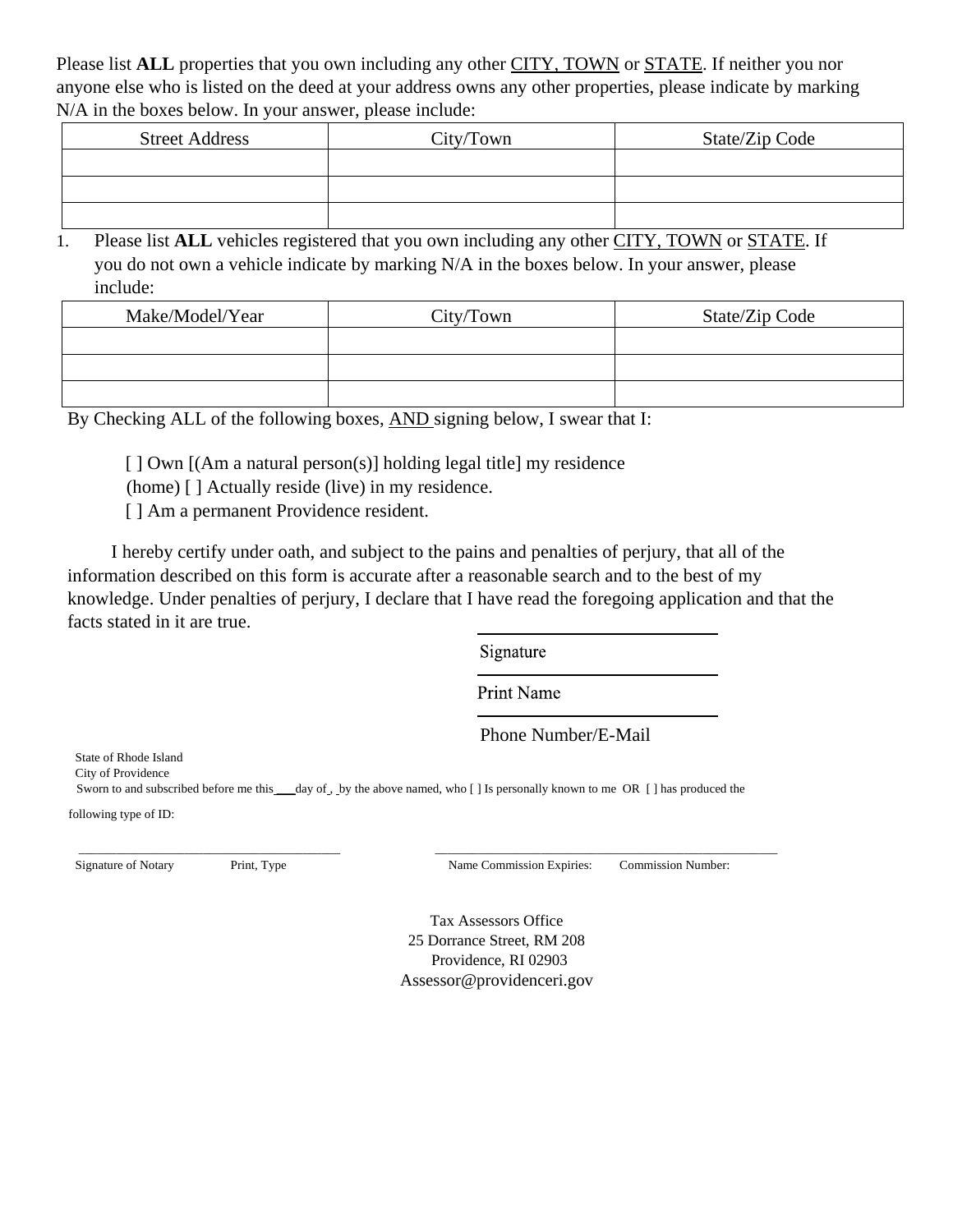Please list **ALL** properties that you own including any other CITY, TOWN or STATE. If neither you nor anyone else who is listed on the deed at your address owns any other properties, please indicate by marking N/A in the boxes below. In your answer, please include:

| Street Address | City/Town | State/Zip Code |
|---|---|---|
| | | |
| | | |
| | | |

1. Please list **ALL** vehicles registered that you own including any other CITY, TOWN or STATE. If you do not own a vehicle indicate by marking N/A in the boxes below. In your answer, please include:

| Make/Model/Year | City/Town | State/Zip Code |
|---|---|---|
| | | |
| | | |
| | | |

By Checking ALL of the following boxes, AND signing below, I swear that I:

[ ] Own [(Am a natural person(s)] holding legal title] my residence (home) [ ] Actually reside (live) in my residence.
[ ] Am a permanent Providence resident.

I hereby certify under oath, and subject to the pains and penalties of perjury, that all of the information described on this form is accurate after a reasonable search and to the best of my knowledge. Under penalties of perjury, I declare that I have read the foregoing application and that the facts stated in it are true.

Signature

Print Name

Phone Number/E-Mail

State of Rhode Island
City of Providence
Sworn to and subscribed before me this ___day of , by the above named, who [ ] Is personally known to me OR [ ] has produced the following type of ID:

Signature of Notary    Print, Type    Name Commission Expiries:    Commission Number:

Tax Assessors Office
25 Dorrance Street, RM 208
Providence, RI 02903
Assessor@providenceri.gov